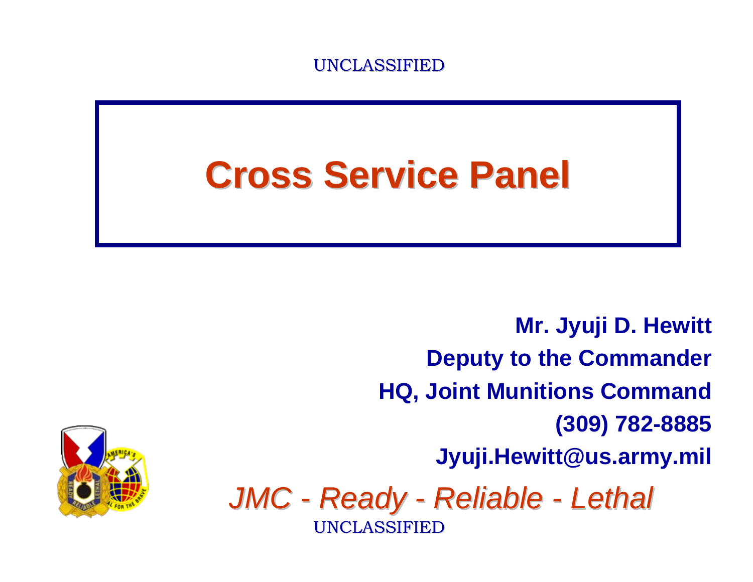UNCLASSIFIED

# Cross Service Panel

**Mr. Jyuji D. Hewitt**

**Deputy to the Commander**

**HQ, Joint Munitions Command**

**(309) 782-8885**

**Jyuji.Hewitt@us.army.mil**

*JMC - Ready - Reliable - Lethal*

UNCLASSIFIED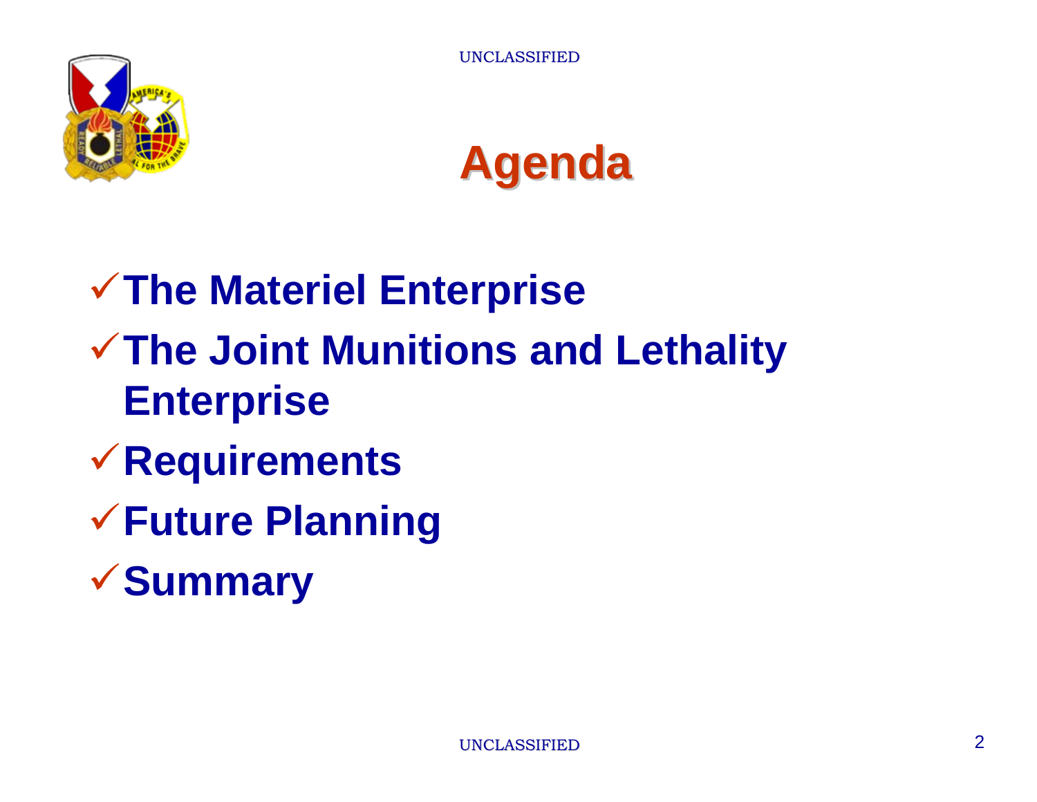# Agenda

- ✓ The Materiel Enterprise
- ✓ The Joint Munitions and Lethality Enterprise
- ✓ Requirements
- ✓ Future Planning
- ✓ Summary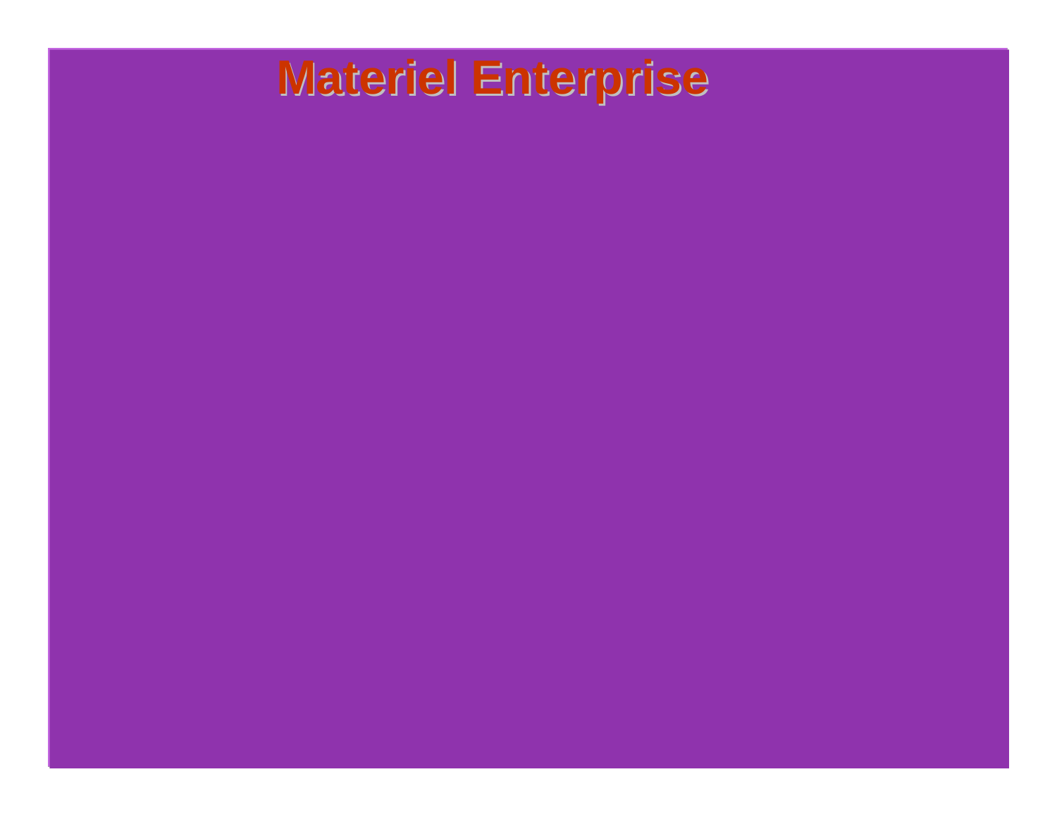# Materiel Enterprise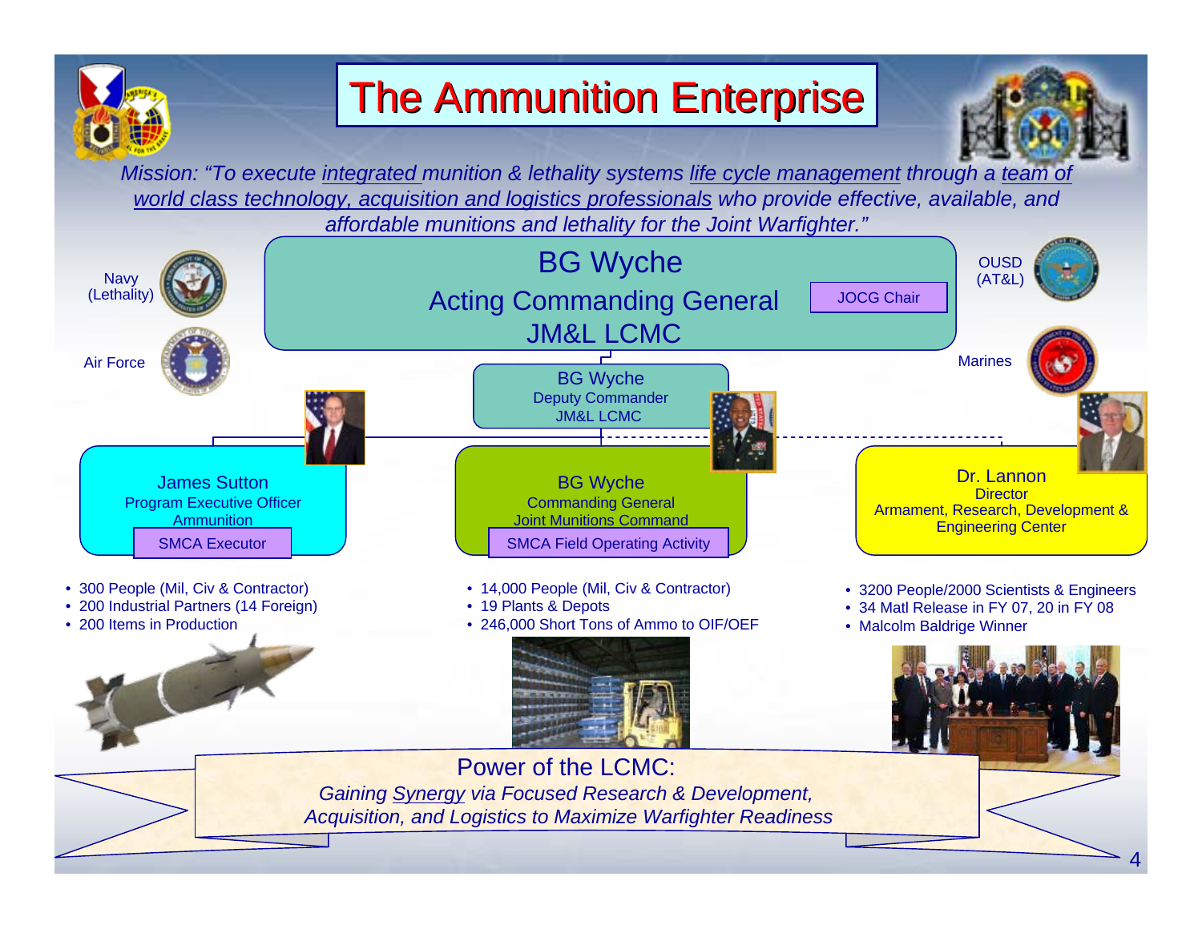# The Ammunition Enterprise

*Mission: "To execute integrated munition & lethality systems life cycle management through a team of world class technology, acquisition and logistics professionals who provide effective, available, and affordable munitions and lethality for the Joint Warfighter."*

Navy (Lethality)

Air Force

OUSD (AT&L)

Marines

## BG Wyche
## Acting Commanding General
## JM&L LCMC

JOCG Chair

**BG Wyche**
Deputy Commander
JM&L LCMC

---

**James Sutton**
Program Executive Officer
Ammunition
SMCA Executor

- 300 People (Mil, Civ & Contractor)
- 200 Industrial Partners (14 Foreign)
- 200 Items in Production

**BG Wyche**
Commanding General
Joint Munitions Command
SMCA Field Operating Activity

- 14,000 People (Mil, Civ & Contractor)
- 19 Plants & Depots
- 246,000 Short Tons of Ammo to OIF/OEF

**Dr. Lannon**
Director
Armament, Research, Development & Engineering Center

- 3200 People/2000 Scientists & Engineers
- 34 Matl Release in FY 07, 20 in FY 08
- Malcolm Baldrige Winner

---

**Power of the LCMC:**

*Gaining Synergy via Focused Research & Development, Acquisition, and Logistics to Maximize Warfighter Readiness*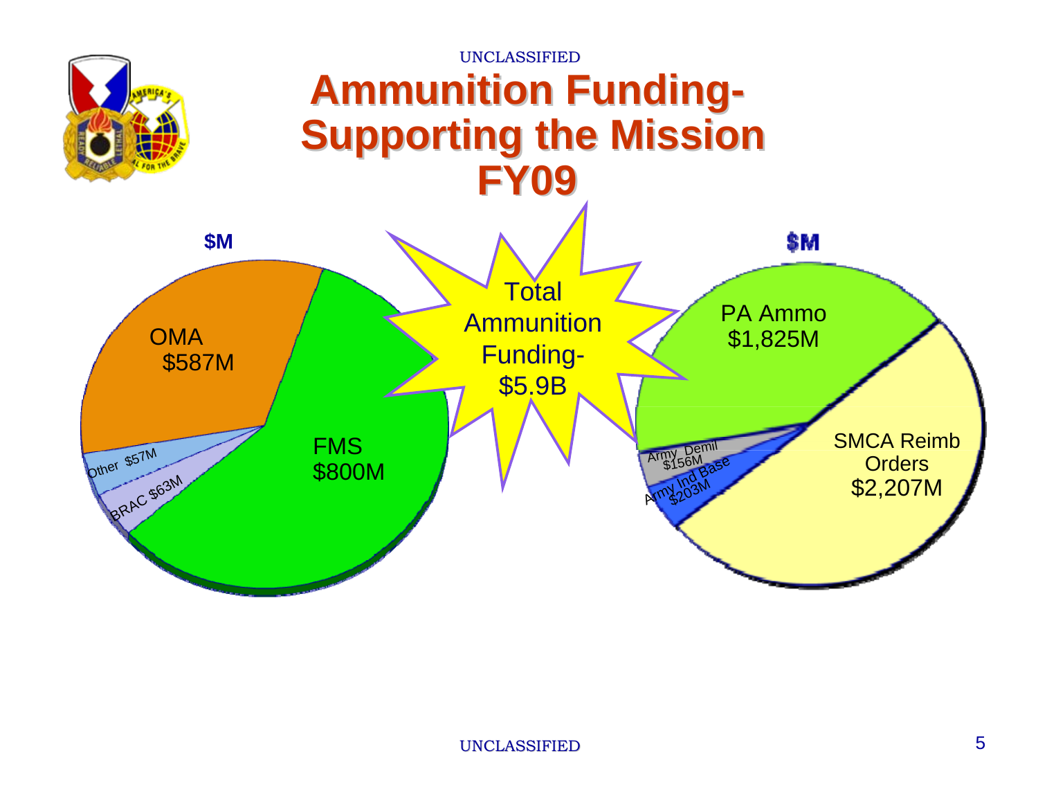# Ammunition Funding- Supporting the Mission FY09

**Total Ammunition Funding- $5.9B**

$M

- OMA $587M
- FMS $800M
- Other $57M
- BRAC $63M

$M

- PA Ammo $1,825M
- SMCA Reimb Orders $2,207M
- Army Demil $156M
- Army Ind Base $203M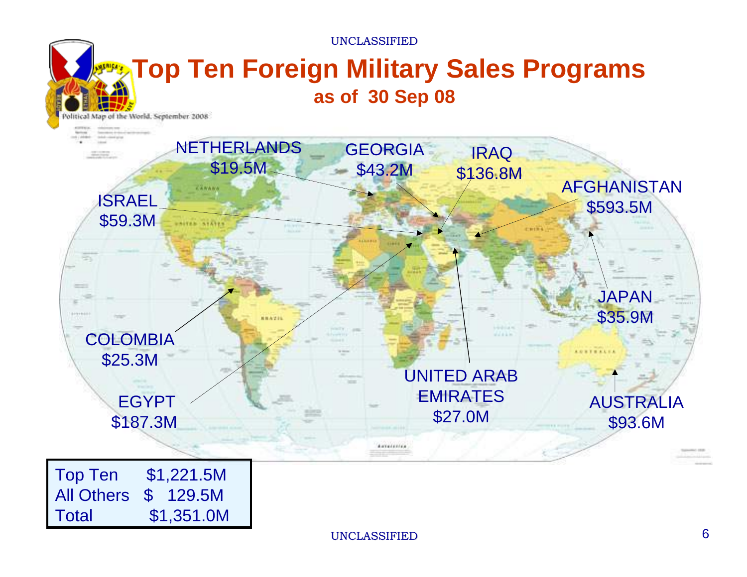# Top Ten Foreign Military Sales Programs

## as of 30 Sep 08

NETHERLANDS $19.5M

GEORGIA $43.2M

IRAQ $136.8M

AFGHANISTAN $593.5M

ISRAEL $59.3M

JAPAN $35.9M

COLOMBIA $25.3M

UNITED ARAB EMIRATES $27.0M

EGYPT $187.3M

AUSTRALIA $93.6M

| | |
|---|---|
| Top Ten | $1,221.5M |
| All Others | $ 129.5M |
| Total | $1,351.0M |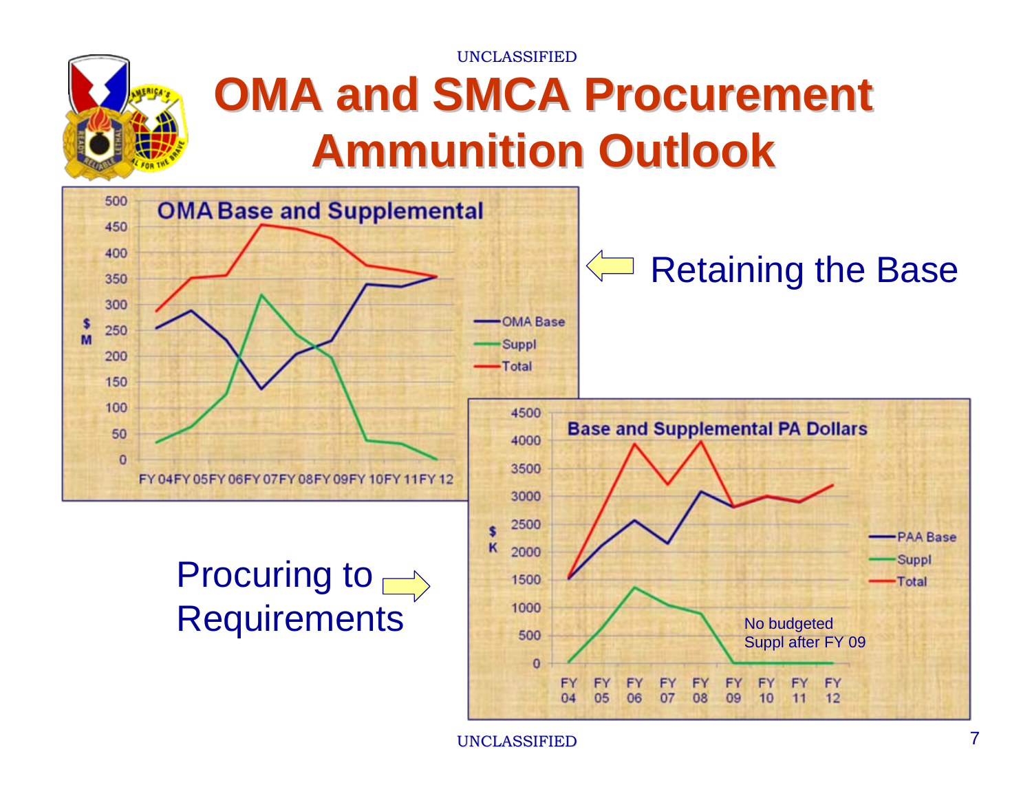# OMA and SMCA Procurement Ammunition Outlook

**OMA Base and Supplemental**

$ M: 0, 50, 100, 150, 200, 250, 300, 350, 400, 450, 500

FY 04 FY 05 FY 06 FY 07 FY 08 FY 09 FY 10 FY 11 FY 12

- OMA Base
- Suppl
- Total

Retaining the Base

**Base and Supplemental PA Dollars**

$ K: 0, 500, 1000, 1500, 2000, 2500, 3000, 3500, 4000, 4500

FY 04 FY 05 FY 06 FY 07 FY 08 FY 09 FY 10 FY 11 FY 12

- PAA Base
- Suppl
- Total

No budgeted Suppl after FY 09

Procuring to Requirements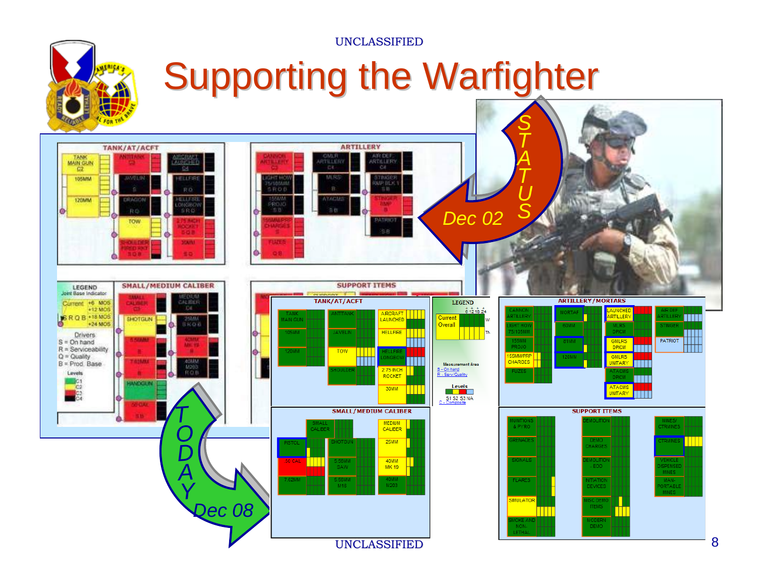UNCLASSIFIED

# Supporting the Warfighter

STATUS Dec 02

TODAY Dec 08

## Dec 02

### TANK/AT/ACFT

TANK MAIN GUN C2, 105MM, 120MM, ANTITANK C3, JAVELIN, DRAGON, TOW, SHOULDER FIRED RKT, AIRCRAFT LAUNCHED C4, HELLFIRE, HELLFIRE LONGBOW, 2.75 INCH ROCKET, 30MM

### ARTILLERY

CANNON ARTILLERY C3, LIGHT HOW 75/105MM, 155MM PROJO, 155MM/PRP CHARGES, FUZES, GMLR ARTILLERY C4, MLRS, ATACMS, AIR DEF ARTILLERY C4, STINGER RMP BLK 1, STINGER RMP, PATRIOT

### LEGEND

Joint Base Indicator

Current: +6 MOS, +12 MOS, +18 MOS, +24 MOS

S R Q B

Drivers

- S = On hand
- R = Serviceability
- Q = Quality
- B = Prod. Base

Levels: C1, C2, C3, C4

### SMALL/MEDIUM CALIBER

SMALL CALIBER C3, SHOTGUN, 5.56MM, 7.62MM, HANDGUN, 50 CAL, MEDIUM CALIBER C4, 25MM, 40MM MK 19, 40MM M203

### SUPPORT ITEMS

## Dec 08

### TANK/AT/ACFT

TANK MAIN GUN, 105MM, 120MM, ANTITANK, JAVELIN, TOW, SHOULDER, AIRCRAFT LAUNCHED, HELLFIRE, HELLFIRE LONGBOW, 2.75 INCH ROCKET, 30MM

### LEGEND

Current, Overall

6 12 18 24

Measurement Area

- S - On hand
- R - Serv/Quality

Levels: S1 S2 S3 NA

C - Composite

### ARTILLERY/MORTARS

CANNON ARTILLERY, LIGHT HOW 75/105MM, 155MM PROJO, 155MM/PRP CHARGES, FUZES, MORTAR, 60MM, 81MM, 120MM, LAUNCHED ARTILLERY, MLRS DPICM, GMLRS DPICM, GMLRS UNITARY, ATACMS DPICM, ATACMS UNITARY, AIR DEF ARTILLERY, STINGER, PATRIOT

### SMALL/MEDIUM CALIBER

SMALL CALIBER, PISTOL, 50 CAL, 7.62MM, SHOTGUN, 5.56MM SAW, 5.56MM M16, MEDIUM CALIBER, 25MM, 40MM MK 19, 40MM M203

### SUPPORT ITEMS

MUNITIONS & PYRO, GRENADES, SIGNALS, FLARES, SIMULATOR, SMOKE AND NON-LETHAL, DEMOLITION, DEMO CHARGES, DEMOLITION - EOD, INITIATION DEVICES, MISC DEMO ITEMS, MODERN DEMO, MINES/CTRMINES, CTRMINES, VEHICLE DISPENSED MINES, MAN-PORTABLE MINES

UNCLASSIFIED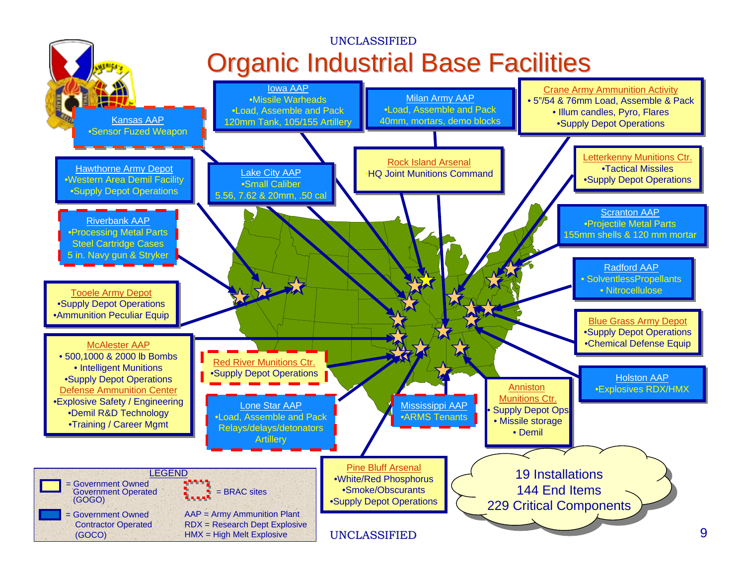# Organic Industrial Base Facilities

**Kansas AAP**
- Sensor Fuzed Weapon

**Iowa AAP**
- Missile Warheads
- Load, Assemble and Pack 120mm Tank, 105/155 Artillery

**Milan Army AAP**
- Load, Assemble and Pack 40mm, mortars, demo blocks

**Crane Army Ammunition Activity**
- 5"/54 & 76mm Load, Assemble & Pack
- Illum candles, Pyro, Flares
- Supply Depot Operations

**Hawthorne Army Depot**
- Western Area Demil Facility
- Supply Depot Operations

**Lake City AAP**
- Small Caliber 5.56, 7.62 & 20mm, .50 cal

**Rock Island Arsenal**
- HQ Joint Munitions Command

**Letterkenny Munitions Ctr.**
- Tactical Missiles
- Supply Depot Operations

**Riverbank AAP**
- Processing Metal Parts Steel Cartridge Cases 5 in. Navy gun & Stryker

**Scranton AAP**
- Projectile Metal Parts 155mm shells & 120 mm mortar

**Radford AAP**
- SolventlessPropellants
- Nitrocellulose

**Tooele Army Depot**
- Supply Depot Operations
- Ammunition Peculiar Equip

**Blue Grass Army Depot**
- Supply Depot Operations
- Chemical Defense Equip

**McAlester AAP**
- 500,1000 & 2000 lb Bombs
- Intelligent Munitions
- Supply Depot Operations

**Defense Ammunition Center**
- Explosive Safety / Engineering
- Demil R&D Technology
- Training / Career Mgmt

**Red River Munitions Ctr.**
- Supply Depot Operations

**Holston AAP**
- Explosives RDX/HMX

**Lone Star AAP**
- Load, Assemble and Pack Relays/delays/detonators Artillery

**Mississippi AAP**
- ARMS Tenants

**Anniston Munitions Ctr.**
- Supply Depot Ops
- Missile storage
- Demil

**Pine Bluff Arsenal**
- White/Red Phosphorus
- Smoke/Obscurants
- Supply Depot Operations

19 Installations
144 End Items
229 Critical Components

**LEGEND**
- Yellow box = Government Owned Government Operated (GOGO)
- Blue box = Government Owned Contractor Operated (GOCO)
- Red dashed border = BRAC sites
- AAP = Army Ammunition Plant
- RDX = Research Dept Explosive
- HMX = High Melt Explosive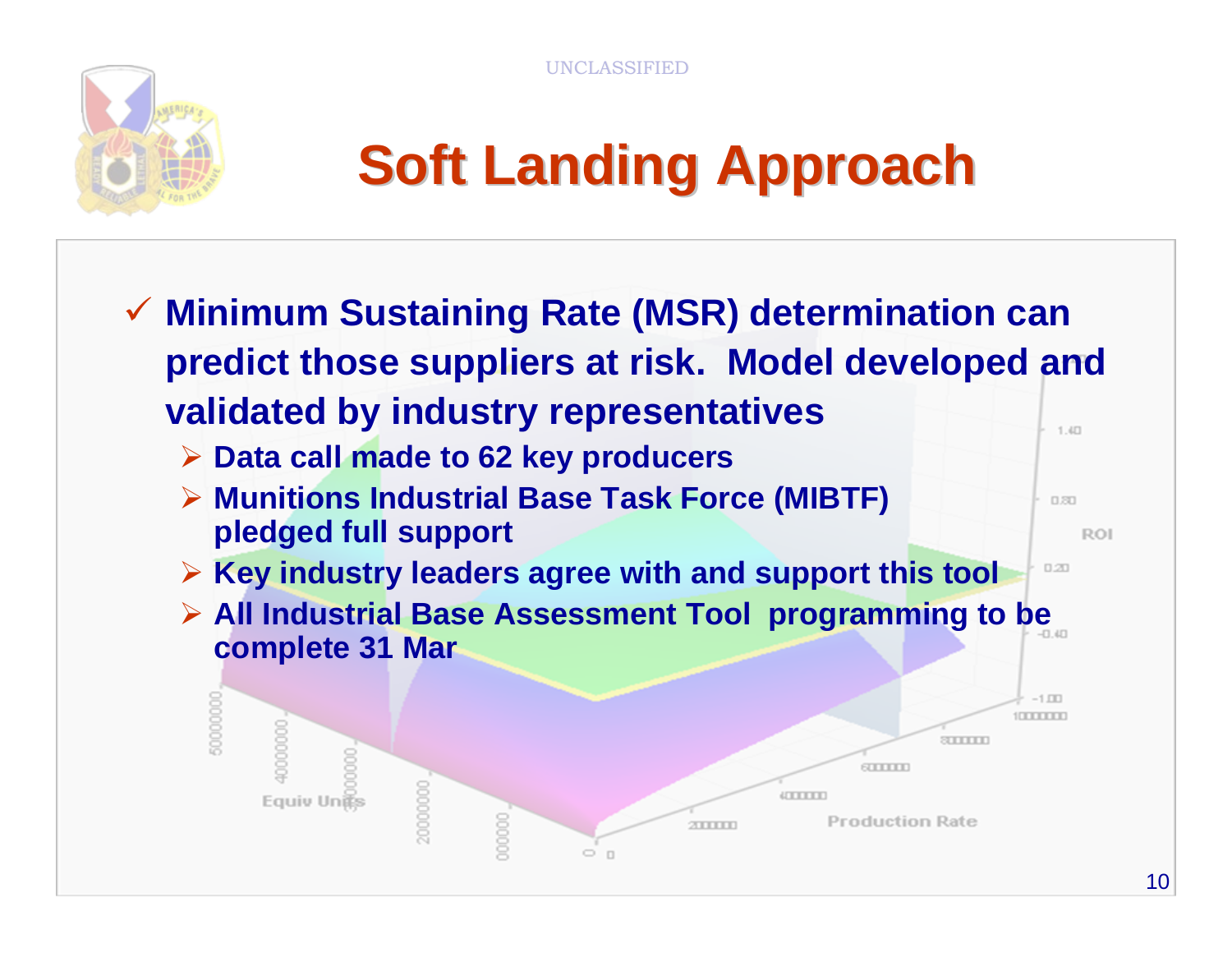# Soft Landing Approach

- Minimum Sustaining Rate (MSR) determination can predict those suppliers at risk. Model developed and validated by industry representatives
  - Data call made to 62 key producers
  - Munitions Industrial Base Task Force (MIBTF) pledged full support
  - Key industry leaders agree with and support this tool
  - All Industrial Base Assessment Tool programming to be complete 31 Mar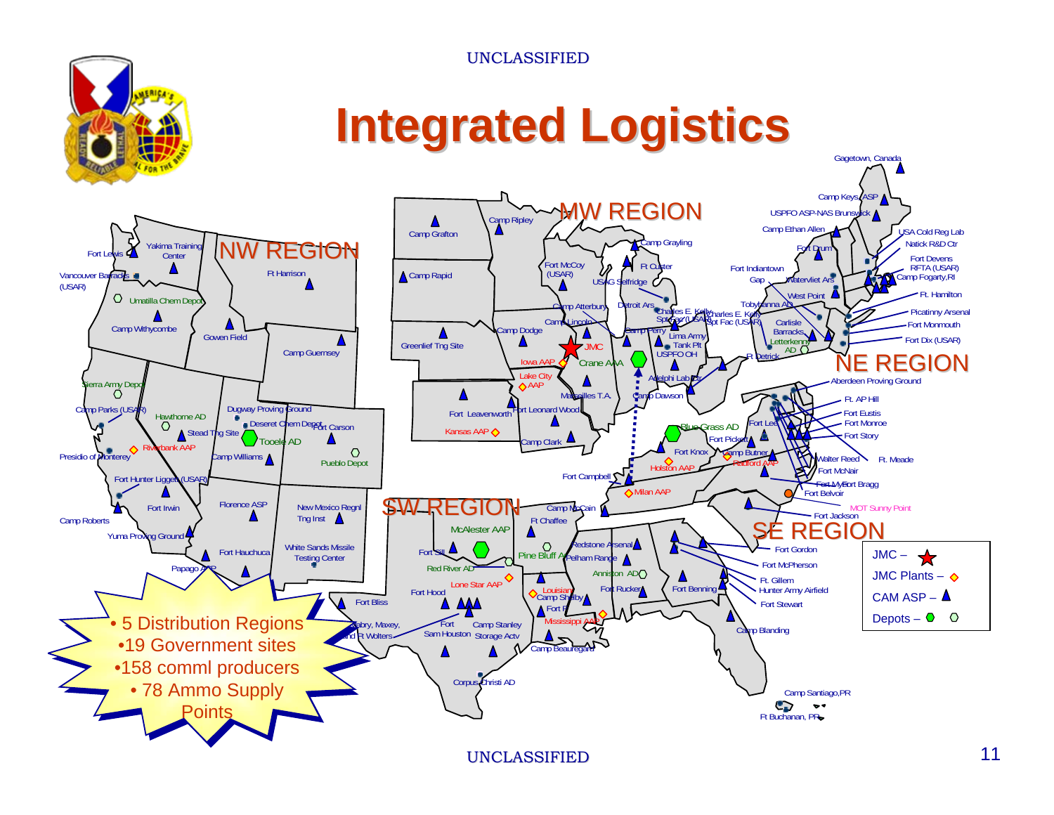# Integrated Logistics

- 5 Distribution Regions
- 19 Government sites
- 158 comml producers
- 78 Ammo Supply Points

NW REGION

MW REGION

NE REGION

SW REGION

SE REGION

JMC –

JMC Plants –

CAM ASP –

Depots –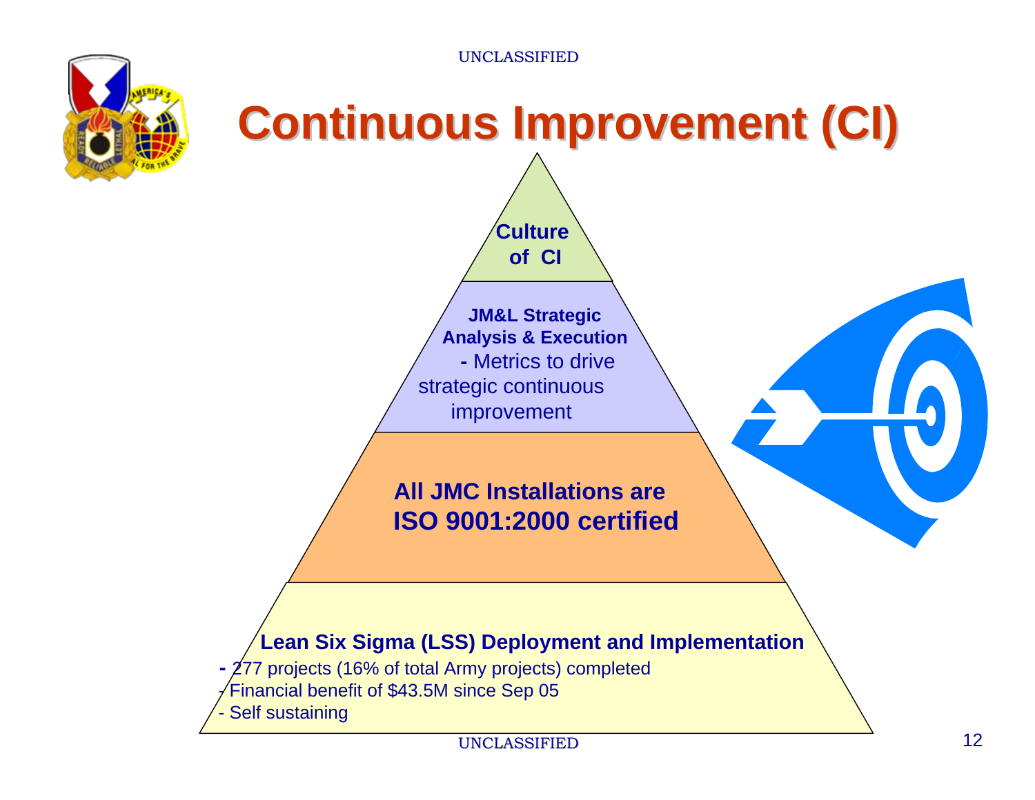# Continuous Improvement (CI)

**Culture of CI**

**JM&L Strategic Analysis & Execution**

**-** Metrics to drive strategic continuous improvement

**All JMC Installations are ISO 9001:2000 certified**

**Lean Six Sigma (LSS) Deployment and Implementation**

- 277 projects (16% of total Army projects) completed
- Financial benefit of $43.5M since Sep 05
- Self sustaining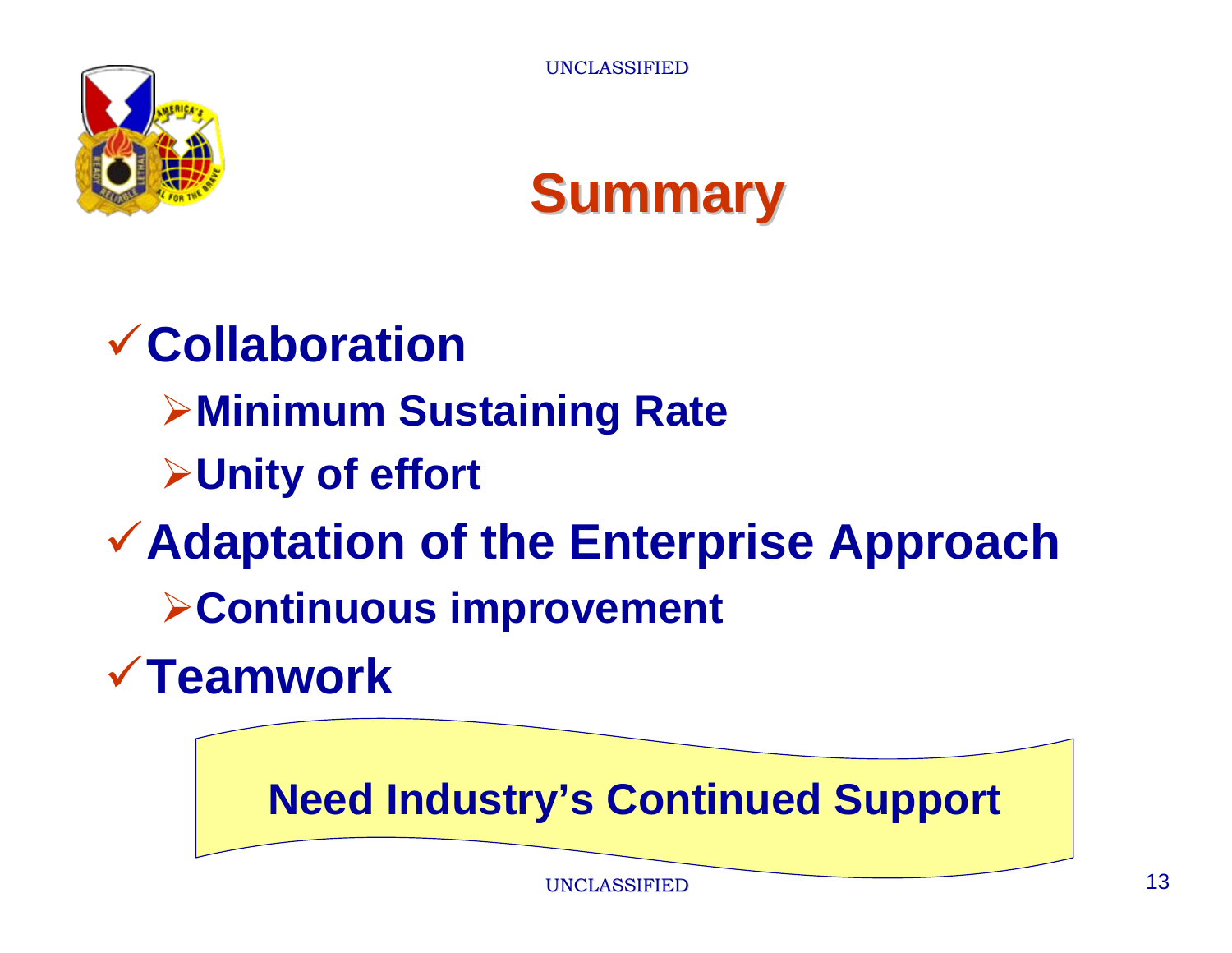# Summary

- ✓ **Collaboration**
  - ➢ **Minimum Sustaining Rate**
  - ➢ **Unity of effort**
- ✓ **Adaptation of the Enterprise Approach**
  - ➢ **Continuous improvement**
- ✓ **Teamwork**

**Need Industry's Continued Support**